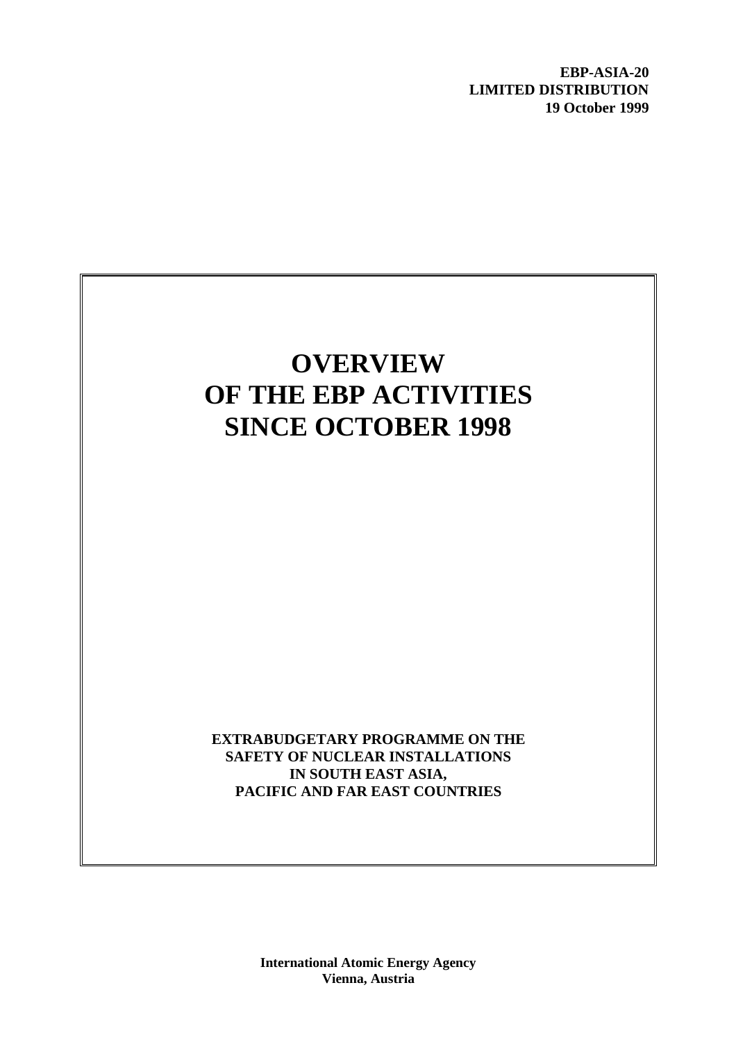**EBP-ASIA-20**
**LIMITED DISTRIBUTION**
**19 October 1999**

# OVERVIEW OF THE EBP ACTIVITIES SINCE OCTOBER 1998

**EXTRABUDGETARY PROGRAMME ON THE SAFETY OF NUCLEAR INSTALLATIONS IN SOUTH EAST ASIA, PACIFIC AND FAR EAST COUNTRIES**

**International Atomic Energy Agency**
**Vienna, Austria**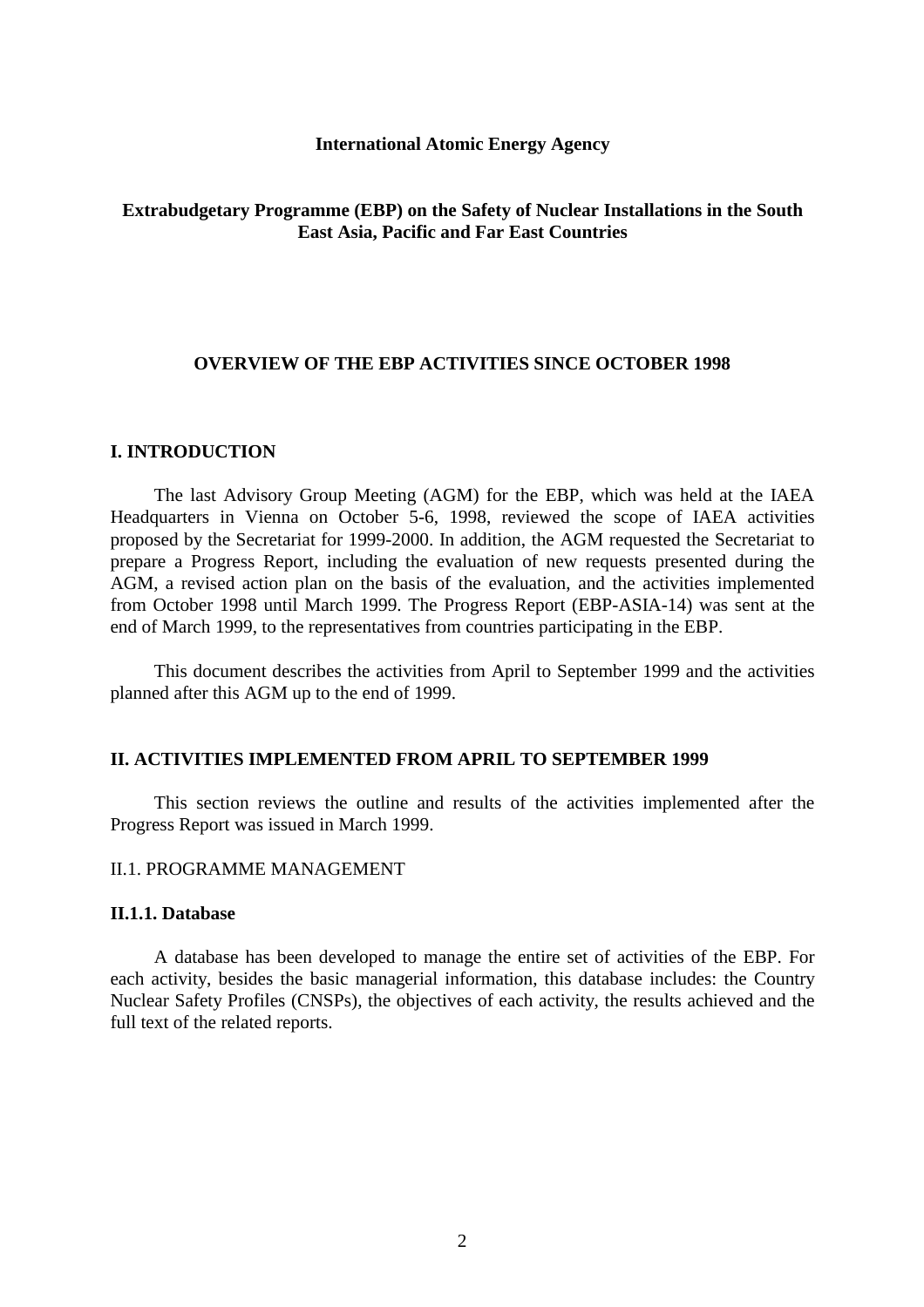**International Atomic Energy Agency**

**Extrabudgetary Programme (EBP) on the Safety of Nuclear Installations in the South East Asia, Pacific and Far East Countries**

**OVERVIEW OF THE EBP ACTIVITIES SINCE OCTOBER 1998**

## I. INTRODUCTION

The last Advisory Group Meeting (AGM) for the EBP, which was held at the IAEA Headquarters in Vienna on October 5-6, 1998, reviewed the scope of IAEA activities proposed by the Secretariat for 1999-2000. In addition, the AGM requested the Secretariat to prepare a Progress Report, including the evaluation of new requests presented during the AGM, a revised action plan on the basis of the evaluation, and the activities implemented from October 1998 until March 1999. The Progress Report (EBP-ASIA-14) was sent at the end of March 1999, to the representatives from countries participating in the EBP.

This document describes the activities from April to September 1999 and the activities planned after this AGM up to the end of 1999.

## II. ACTIVITIES IMPLEMENTED FROM APRIL TO SEPTEMBER 1999

This section reviews the outline and results of the activities implemented after the Progress Report was issued in March 1999.

### II.1. PROGRAMME MANAGEMENT

#### II.1.1. Database

A database has been developed to manage the entire set of activities of the EBP. For each activity, besides the basic managerial information, this database includes: the Country Nuclear Safety Profiles (CNSPs), the objectives of each activity, the results achieved and the full text of the related reports.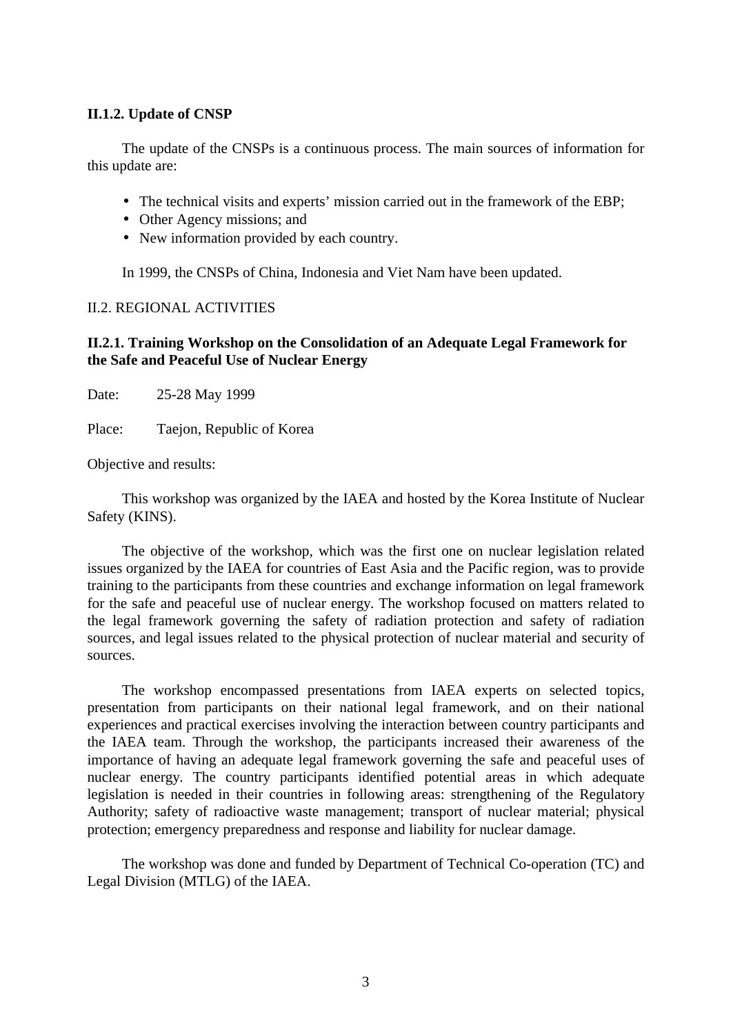### II.1.2. Update of CNSP

The update of the CNSPs is a continuous process. The main sources of information for this update are:

- The technical visits and experts' mission carried out in the framework of the EBP;
- Other Agency missions; and
- New information provided by each country.

In 1999, the CNSPs of China, Indonesia and Viet Nam have been updated.

## II.2. REGIONAL ACTIVITIES

### II.2.1. Training Workshop on the Consolidation of an Adequate Legal Framework for the Safe and Peaceful Use of Nuclear Energy

Date: 25-28 May 1999

Place: Taejon, Republic of Korea

Objective and results:

This workshop was organized by the IAEA and hosted by the Korea Institute of Nuclear Safety (KINS).

The objective of the workshop, which was the first one on nuclear legislation related issues organized by the IAEA for countries of East Asia and the Pacific region, was to provide training to the participants from these countries and exchange information on legal framework for the safe and peaceful use of nuclear energy. The workshop focused on matters related to the legal framework governing the safety of radiation protection and safety of radiation sources, and legal issues related to the physical protection of nuclear material and security of sources.

The workshop encompassed presentations from IAEA experts on selected topics, presentation from participants on their national legal framework, and on their national experiences and practical exercises involving the interaction between country participants and the IAEA team. Through the workshop, the participants increased their awareness of the importance of having an adequate legal framework governing the safe and peaceful uses of nuclear energy. The country participants identified potential areas in which adequate legislation is needed in their countries in following areas: strengthening of the Regulatory Authority; safety of radioactive waste management; transport of nuclear material; physical protection; emergency preparedness and response and liability for nuclear damage.

The workshop was done and funded by Department of Technical Co-operation (TC) and Legal Division (MTLG) of the IAEA.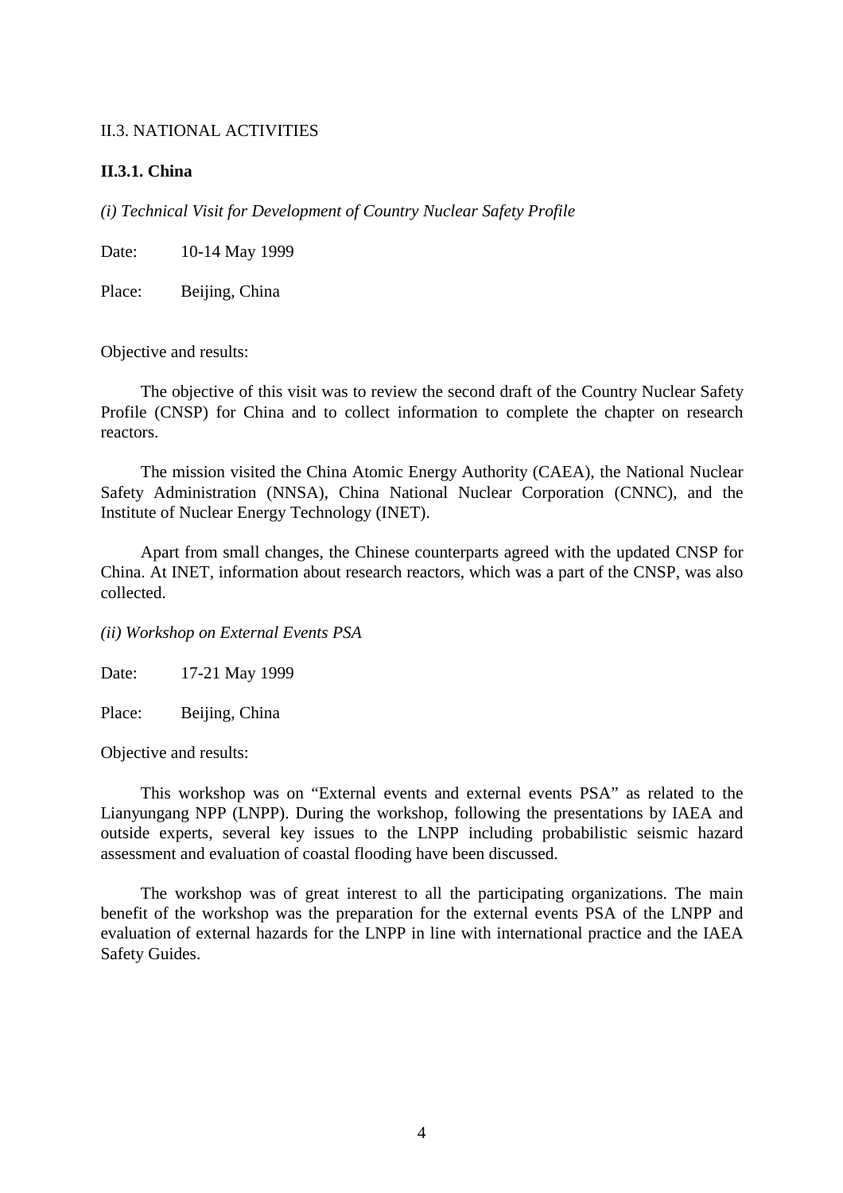## II.3. NATIONAL ACTIVITIES

### II.3.1. China

*(i) Technical Visit for Development of Country Nuclear Safety Profile*

Date: 10-14 May 1999

Place: Beijing, China

Objective and results:

The objective of this visit was to review the second draft of the Country Nuclear Safety Profile (CNSP) for China and to collect information to complete the chapter on research reactors.

The mission visited the China Atomic Energy Authority (CAEA), the National Nuclear Safety Administration (NNSA), China National Nuclear Corporation (CNNC), and the Institute of Nuclear Energy Technology (INET).

Apart from small changes, the Chinese counterparts agreed with the updated CNSP for China. At INET, information about research reactors, which was a part of the CNSP, was also collected.

*(ii) Workshop on External Events PSA*

Date: 17-21 May 1999

Place: Beijing, China

Objective and results:

This workshop was on "External events and external events PSA" as related to the Lianyungang NPP (LNPP). During the workshop, following the presentations by IAEA and outside experts, several key issues to the LNPP including probabilistic seismic hazard assessment and evaluation of coastal flooding have been discussed.

The workshop was of great interest to all the participating organizations. The main benefit of the workshop was the preparation for the external events PSA of the LNPP and evaluation of external hazards for the LNPP in line with international practice and the IAEA Safety Guides.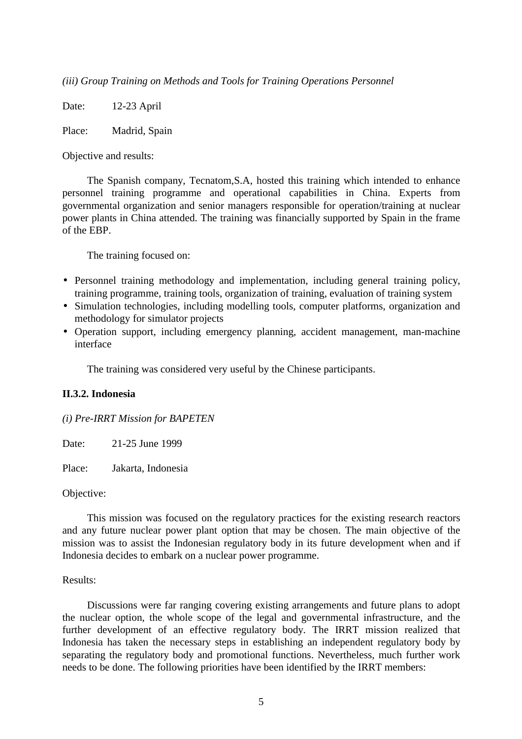*(iii) Group Training on Methods and Tools for Training Operations Personnel*

Date: 12-23 April

Place: Madrid, Spain

Objective and results:

The Spanish company, Tecnatom,S.A, hosted this training which intended to enhance personnel training programme and operational capabilities in China. Experts from governmental organization and senior managers responsible for operation/training at nuclear power plants in China attended. The training was financially supported by Spain in the frame of the EBP.

The training focused on:

- Personnel training methodology and implementation, including general training policy, training programme, training tools, organization of training, evaluation of training system
- Simulation technologies, including modelling tools, computer platforms, organization and methodology for simulator projects
- Operation support, including emergency planning, accident management, man-machine interface

The training was considered very useful by the Chinese participants.

### II.3.2. Indonesia

*(i) Pre-IRRT Mission for BAPETEN*

Date: 21-25 June 1999

Place: Jakarta, Indonesia

Objective:

This mission was focused on the regulatory practices for the existing research reactors and any future nuclear power plant option that may be chosen. The main objective of the mission was to assist the Indonesian regulatory body in its future development when and if Indonesia decides to embark on a nuclear power programme.

Results:

Discussions were far ranging covering existing arrangements and future plans to adopt the nuclear option, the whole scope of the legal and governmental infrastructure, and the further development of an effective regulatory body. The IRRT mission realized that Indonesia has taken the necessary steps in establishing an independent regulatory body by separating the regulatory body and promotional functions. Nevertheless, much further work needs to be done. The following priorities have been identified by the IRRT members: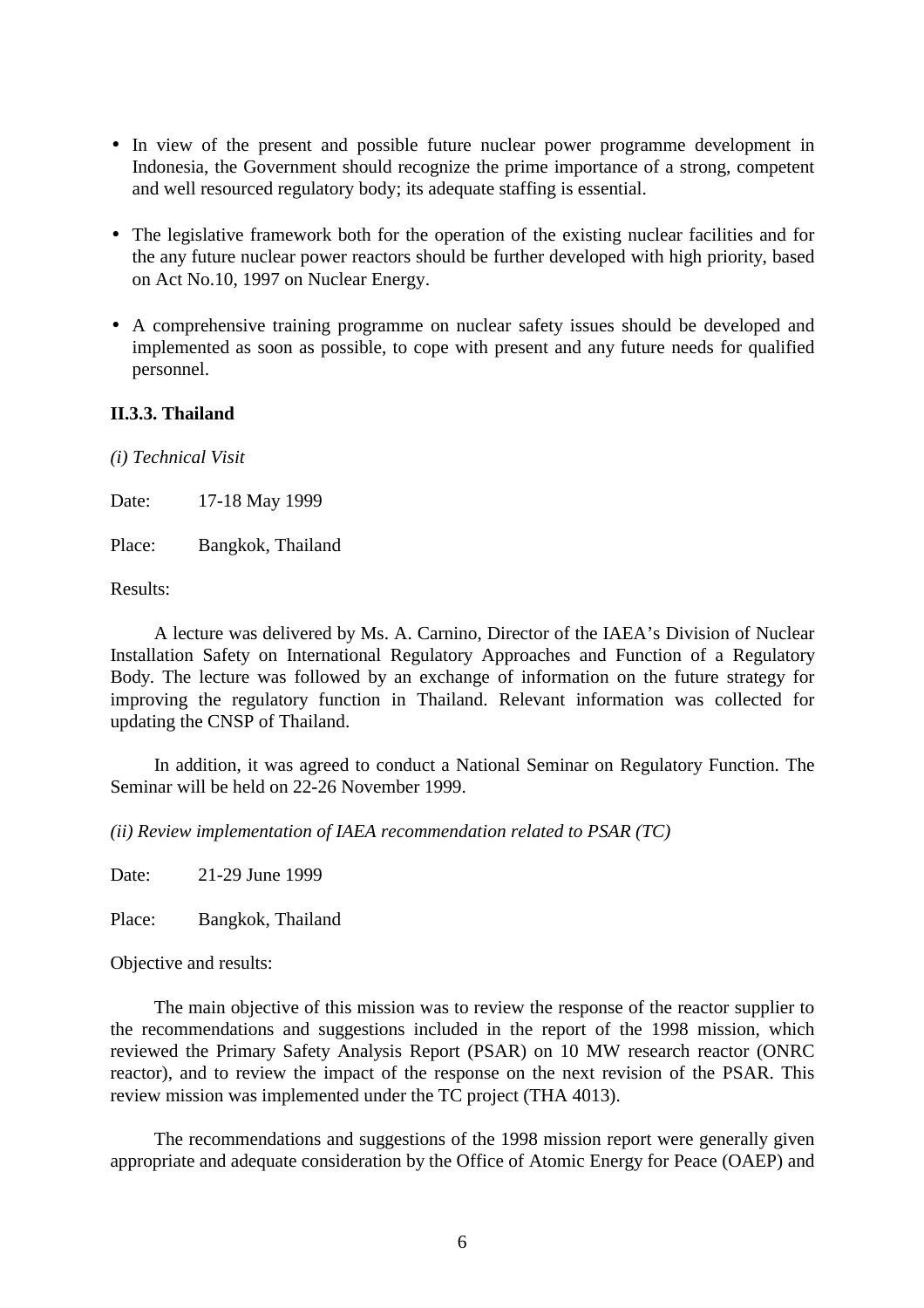- In view of the present and possible future nuclear power programme development in Indonesia, the Government should recognize the prime importance of a strong, competent and well resourced regulatory body; its adequate staffing is essential.

- The legislative framework both for the operation of the existing nuclear facilities and for the any future nuclear power reactors should be further developed with high priority, based on Act No.10, 1997 on Nuclear Energy.

- A comprehensive training programme on nuclear safety issues should be developed and implemented as soon as possible, to cope with present and any future needs for qualified personnel.

### II.3.3. Thailand

*(i) Technical Visit*

Date: 17-18 May 1999

Place: Bangkok, Thailand

Results:

A lecture was delivered by Ms. A. Carnino, Director of the IAEA's Division of Nuclear Installation Safety on International Regulatory Approaches and Function of a Regulatory Body. The lecture was followed by an exchange of information on the future strategy for improving the regulatory function in Thailand. Relevant information was collected for updating the CNSP of Thailand.

In addition, it was agreed to conduct a National Seminar on Regulatory Function. The Seminar will be held on 22-26 November 1999.

*(ii) Review implementation of IAEA recommendation related to PSAR (TC)*

Date: 21-29 June 1999

Place: Bangkok, Thailand

Objective and results:

The main objective of this mission was to review the response of the reactor supplier to the recommendations and suggestions included in the report of the 1998 mission, which reviewed the Primary Safety Analysis Report (PSAR) on 10 MW research reactor (ONRC reactor), and to review the impact of the response on the next revision of the PSAR. This review mission was implemented under the TC project (THA 4013).

The recommendations and suggestions of the 1998 mission report were generally given appropriate and adequate consideration by the Office of Atomic Energy for Peace (OAEP) and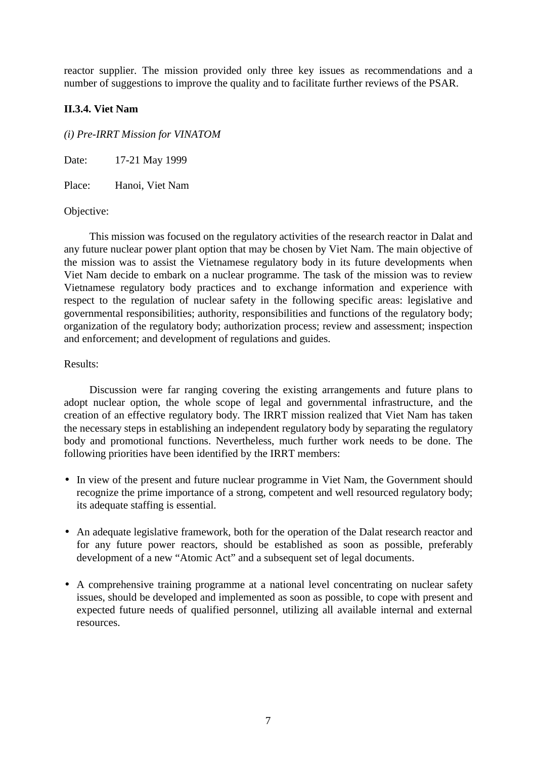reactor supplier. The mission provided only three key issues as recommendations and a number of suggestions to improve the quality and to facilitate further reviews of the PSAR.

**II.3.4. Viet Nam**

*(i) Pre-IRRT Mission for VINATOM*

Date: 17-21 May 1999

Place: Hanoi, Viet Nam

Objective:

This mission was focused on the regulatory activities of the research reactor in Dalat and any future nuclear power plant option that may be chosen by Viet Nam. The main objective of the mission was to assist the Vietnamese regulatory body in its future developments when Viet Nam decide to embark on a nuclear programme. The task of the mission was to review Vietnamese regulatory body practices and to exchange information and experience with respect to the regulation of nuclear safety in the following specific areas: legislative and governmental responsibilities; authority, responsibilities and functions of the regulatory body; organization of the regulatory body; authorization process; review and assessment; inspection and enforcement; and development of regulations and guides.

Results:

Discussion were far ranging covering the existing arrangements and future plans to adopt nuclear option, the whole scope of legal and governmental infrastructure, and the creation of an effective regulatory body. The IRRT mission realized that Viet Nam has taken the necessary steps in establishing an independent regulatory body by separating the regulatory body and promotional functions. Nevertheless, much further work needs to be done. The following priorities have been identified by the IRRT members:

- In view of the present and future nuclear programme in Viet Nam, the Government should recognize the prime importance of a strong, competent and well resourced regulatory body; its adequate staffing is essential.

- An adequate legislative framework, both for the operation of the Dalat research reactor and for any future power reactors, should be established as soon as possible, preferably development of a new "Atomic Act" and a subsequent set of legal documents.

- A comprehensive training programme at a national level concentrating on nuclear safety issues, should be developed and implemented as soon as possible, to cope with present and expected future needs of qualified personnel, utilizing all available internal and external resources.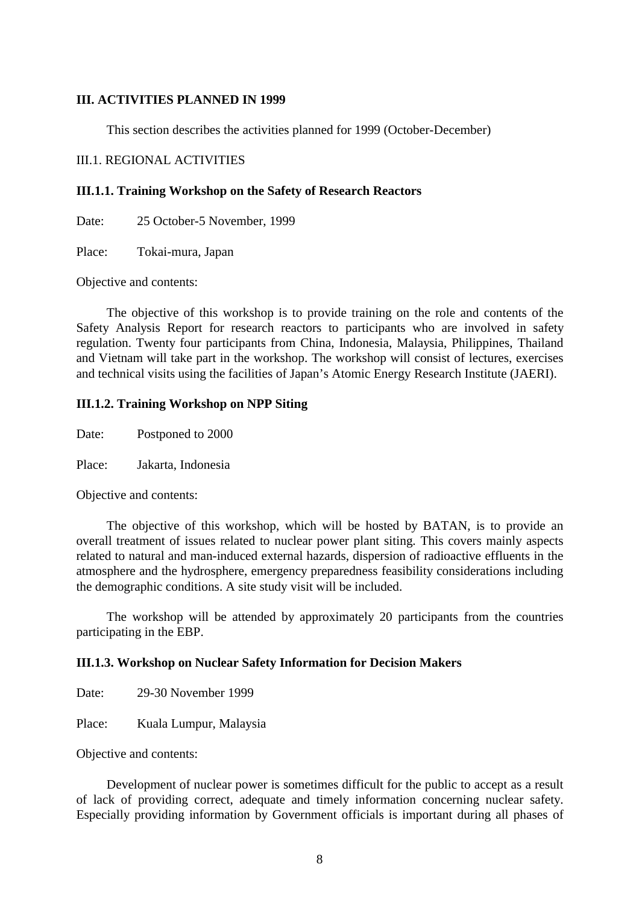## III. ACTIVITIES PLANNED IN 1999

This section describes the activities planned for 1999 (October-December)

### III.1. REGIONAL ACTIVITIES

#### III.1.1. Training Workshop on the Safety of Research Reactors

Date: 25 October-5 November, 1999

Place: Tokai-mura, Japan

Objective and contents:

The objective of this workshop is to provide training on the role and contents of the Safety Analysis Report for research reactors to participants who are involved in safety regulation. Twenty four participants from China, Indonesia, Malaysia, Philippines, Thailand and Vietnam will take part in the workshop. The workshop will consist of lectures, exercises and technical visits using the facilities of Japan's Atomic Energy Research Institute (JAERI).

#### III.1.2. Training Workshop on NPP Siting

Date: Postponed to 2000

Place: Jakarta, Indonesia

Objective and contents:

The objective of this workshop, which will be hosted by BATAN, is to provide an overall treatment of issues related to nuclear power plant siting. This covers mainly aspects related to natural and man-induced external hazards, dispersion of radioactive effluents in the atmosphere and the hydrosphere, emergency preparedness feasibility considerations including the demographic conditions. A site study visit will be included.

The workshop will be attended by approximately 20 participants from the countries participating in the EBP.

#### III.1.3. Workshop on Nuclear Safety Information for Decision Makers

Date: 29-30 November 1999

Place: Kuala Lumpur, Malaysia

Objective and contents:

Development of nuclear power is sometimes difficult for the public to accept as a result of lack of providing correct, adequate and timely information concerning nuclear safety. Especially providing information by Government officials is important during all phases of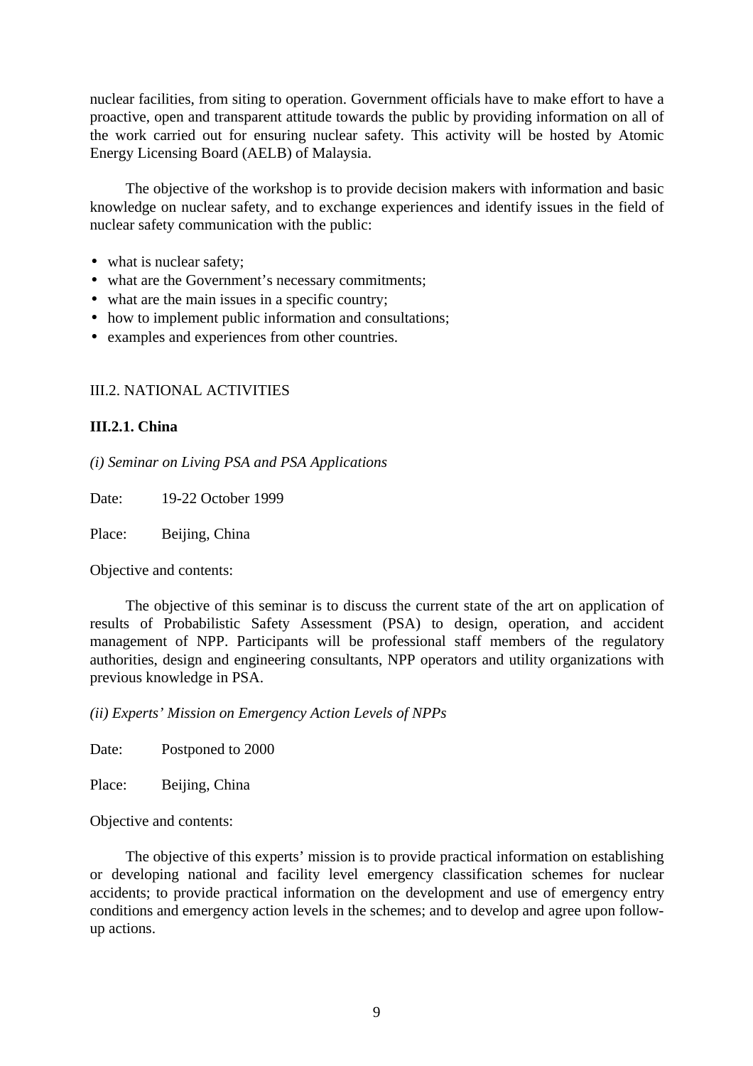nuclear facilities, from siting to operation. Government officials have to make effort to have a proactive, open and transparent attitude towards the public by providing information on all of the work carried out for ensuring nuclear safety. This activity will be hosted by Atomic Energy Licensing Board (AELB) of Malaysia.

The objective of the workshop is to provide decision makers with information and basic knowledge on nuclear safety, and to exchange experiences and identify issues in the field of nuclear safety communication with the public:

- what is nuclear safety;
- what are the Government's necessary commitments;
- what are the main issues in a specific country;
- how to implement public information and consultations;
- examples and experiences from other countries.

## III.2. NATIONAL ACTIVITIES

### III.2.1. China

*(i) Seminar on Living PSA and PSA Applications*

Date: 19-22 October 1999

Place: Beijing, China

Objective and contents:

The objective of this seminar is to discuss the current state of the art on application of results of Probabilistic Safety Assessment (PSA) to design, operation, and accident management of NPP. Participants will be professional staff members of the regulatory authorities, design and engineering consultants, NPP operators and utility organizations with previous knowledge in PSA.

*(ii) Experts' Mission on Emergency Action Levels of NPPs*

Date: Postponed to 2000

Place: Beijing, China

Objective and contents:

The objective of this experts' mission is to provide practical information on establishing or developing national and facility level emergency classification schemes for nuclear accidents; to provide practical information on the development and use of emergency entry conditions and emergency action levels in the schemes; and to develop and agree upon follow-up actions.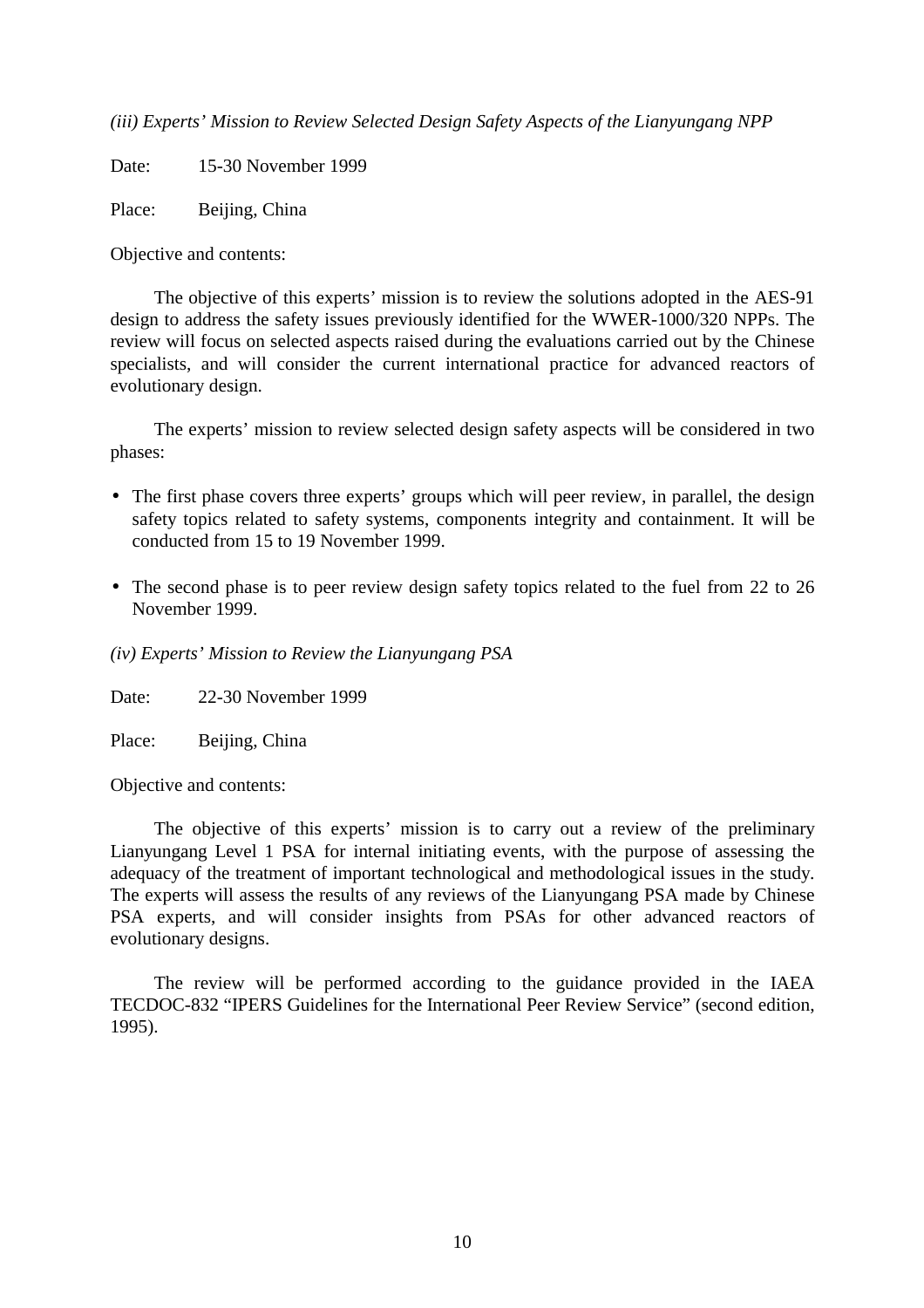*(iii) Experts' Mission to Review Selected Design Safety Aspects of the Lianyungang NPP*

Date: 15-30 November 1999

Place: Beijing, China

Objective and contents:

The objective of this experts' mission is to review the solutions adopted in the AES-91 design to address the safety issues previously identified for the WWER-1000/320 NPPs. The review will focus on selected aspects raised during the evaluations carried out by the Chinese specialists, and will consider the current international practice for advanced reactors of evolutionary design.

The experts' mission to review selected design safety aspects will be considered in two phases:

- The first phase covers three experts' groups which will peer review, in parallel, the design safety topics related to safety systems, components integrity and containment. It will be conducted from 15 to 19 November 1999.
- The second phase is to peer review design safety topics related to the fuel from 22 to 26 November 1999.

*(iv) Experts' Mission to Review the Lianyungang PSA*

Date: 22-30 November 1999

Place: Beijing, China

Objective and contents:

The objective of this experts' mission is to carry out a review of the preliminary Lianyungang Level 1 PSA for internal initiating events, with the purpose of assessing the adequacy of the treatment of important technological and methodological issues in the study. The experts will assess the results of any reviews of the Lianyungang PSA made by Chinese PSA experts, and will consider insights from PSAs for other advanced reactors of evolutionary designs.

The review will be performed according to the guidance provided in the IAEA TECDOC-832 "IPERS Guidelines for the International Peer Review Service" (second edition, 1995).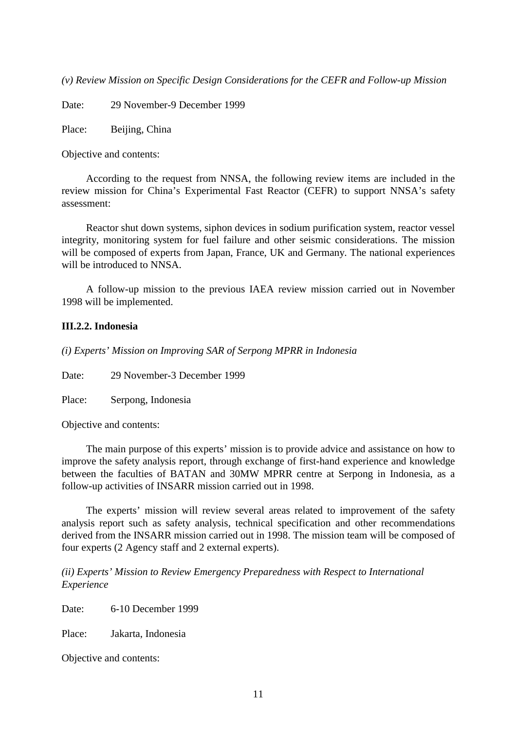*(v) Review Mission on Specific Design Considerations for the CEFR and Follow-up Mission*

Date: 29 November-9 December 1999

Place: Beijing, China

Objective and contents:

According to the request from NNSA, the following review items are included in the review mission for China's Experimental Fast Reactor (CEFR) to support NNSA's safety assessment:

Reactor shut down systems, siphon devices in sodium purification system, reactor vessel integrity, monitoring system for fuel failure and other seismic considerations. The mission will be composed of experts from Japan, France, UK and Germany. The national experiences will be introduced to NNSA.

A follow-up mission to the previous IAEA review mission carried out in November 1998 will be implemented.

### III.2.2. Indonesia

*(i) Experts' Mission on Improving SAR of Serpong MPRR in Indonesia*

Date: 29 November-3 December 1999

Place: Serpong, Indonesia

Objective and contents:

The main purpose of this experts' mission is to provide advice and assistance on how to improve the safety analysis report, through exchange of first-hand experience and knowledge between the faculties of BATAN and 30MW MPRR centre at Serpong in Indonesia, as a follow-up activities of INSARR mission carried out in 1998.

The experts' mission will review several areas related to improvement of the safety analysis report such as safety analysis, technical specification and other recommendations derived from the INSARR mission carried out in 1998. The mission team will be composed of four experts (2 Agency staff and 2 external experts).

*(ii) Experts' Mission to Review Emergency Preparedness with Respect to International Experience*

Date: 6-10 December 1999

Place: Jakarta, Indonesia

Objective and contents: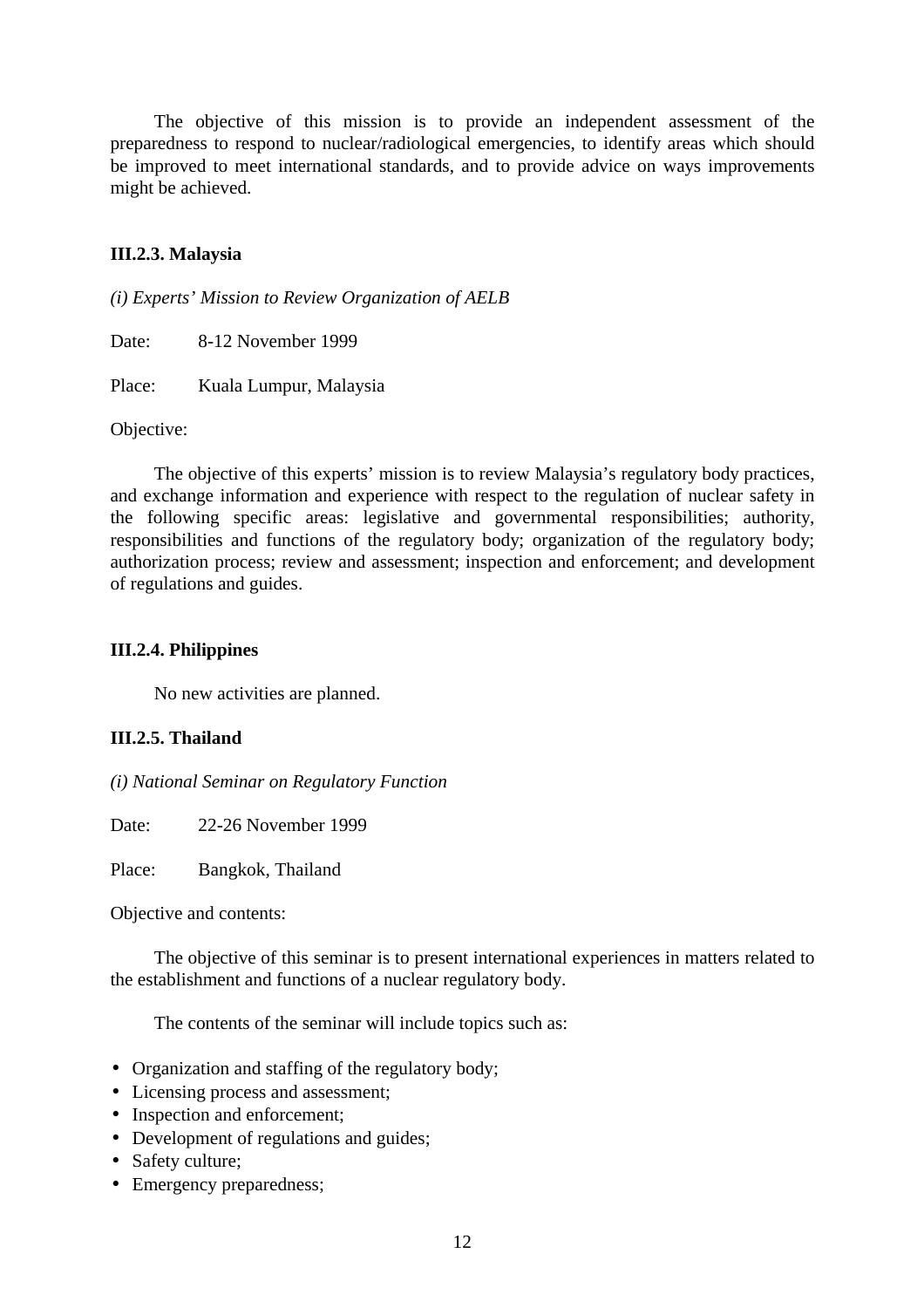The objective of this mission is to provide an independent assessment of the preparedness to respond to nuclear/radiological emergencies, to identify areas which should be improved to meet international standards, and to provide advice on ways improvements might be achieved.

**III.2.3. Malaysia**

*(i) Experts' Mission to Review Organization of AELB*

Date: 8-12 November 1999

Place: Kuala Lumpur, Malaysia

Objective:

The objective of this experts' mission is to review Malaysia's regulatory body practices, and exchange information and experience with respect to the regulation of nuclear safety in the following specific areas: legislative and governmental responsibilities; authority, responsibilities and functions of the regulatory body; organization of the regulatory body; authorization process; review and assessment; inspection and enforcement; and development of regulations and guides.

**III.2.4. Philippines**

No new activities are planned.

**III.2.5. Thailand**

*(i) National Seminar on Regulatory Function*

Date: 22-26 November 1999

Place: Bangkok, Thailand

Objective and contents:

The objective of this seminar is to present international experiences in matters related to the establishment and functions of a nuclear regulatory body.

The contents of the seminar will include topics such as:

- Organization and staffing of the regulatory body;
- Licensing process and assessment;
- Inspection and enforcement;
- Development of regulations and guides;
- Safety culture;
- Emergency preparedness;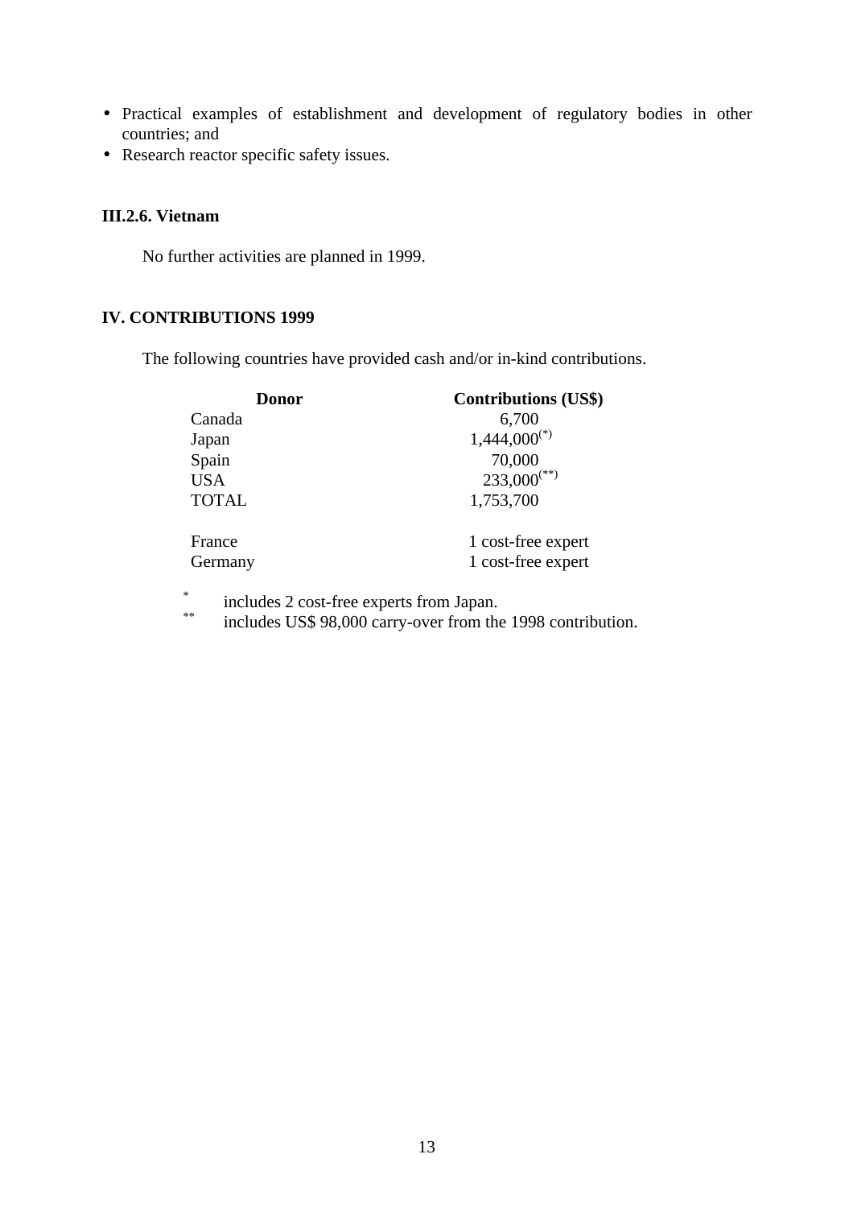- Practical examples of establishment and development of regulatory bodies in other countries; and
- Research reactor specific safety issues.

### III.2.6. Vietnam

No further activities are planned in 1999.

## IV. CONTRIBUTIONS 1999

The following countries have provided cash and/or in-kind contributions.

| Donor | Contributions (US$) |
|---|---|
| Canada | 6,700 |
| Japan | 1,444,000(*) |
| Spain | 70,000 |
| USA | 233,000(**) |
| TOTAL | 1,753,700 |
| | |
| France | 1 cost-free expert |
| Germany | 1 cost-free expert |

\* includes 2 cost-free experts from Japan.

\** includes US$ 98,000 carry-over from the 1998 contribution.